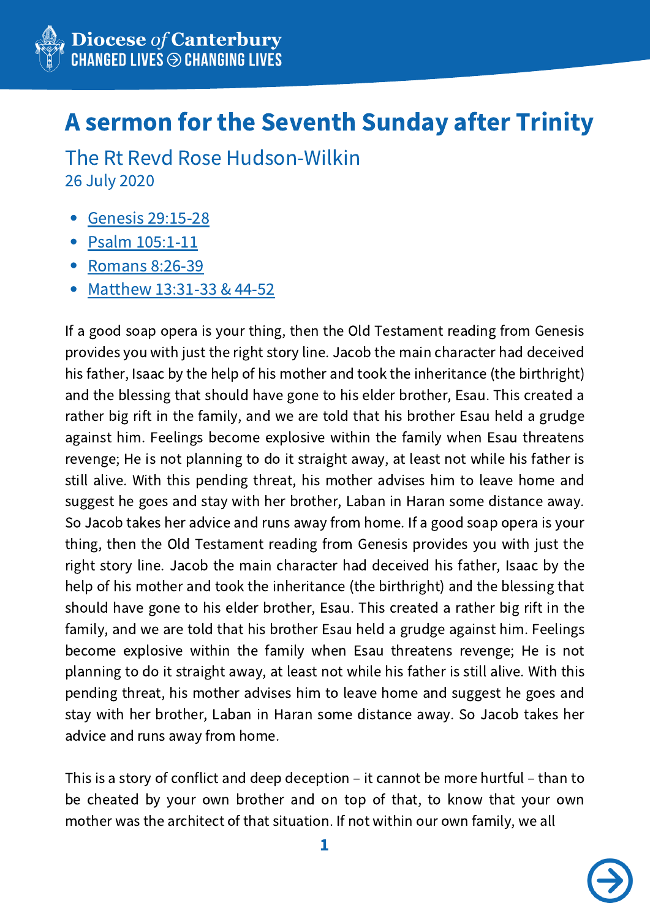Diocese *of* Canterbury
CHANGED LIVES ⇒ CHANGING LIVES

# A sermon for the Seventh Sunday after Trinity

## The Rt Revd Rose Hudson-Wilkin

26 July 2020

- Genesis 29:15-28
- Psalm 105:1-11
- Romans 8:26-39
- Matthew 13:31-33 & 44-52

If a good soap opera is your thing, then the Old Testament reading from Genesis provides you with just the right story line. Jacob the main character had deceived his father, Isaac by the help of his mother and took the inheritance (the birthright) and the blessing that should have gone to his elder brother, Esau. This created a rather big rift in the family, and we are told that his brother Esau held a grudge against him. Feelings become explosive within the family when Esau threatens revenge; He is not planning to do it straight away, at least not while his father is still alive. With this pending threat, his mother advises him to leave home and suggest he goes and stay with her brother, Laban in Haran some distance away. So Jacob takes her advice and runs away from home. If a good soap opera is your thing, then the Old Testament reading from Genesis provides you with just the right story line. Jacob the main character had deceived his father, Isaac by the help of his mother and took the inheritance (the birthright) and the blessing that should have gone to his elder brother, Esau. This created a rather big rift in the family, and we are told that his brother Esau held a grudge against him. Feelings become explosive within the family when Esau threatens revenge; He is not planning to do it straight away, at least not while his father is still alive. With this pending threat, his mother advises him to leave home and suggest he goes and stay with her brother, Laban in Haran some distance away. So Jacob takes her advice and runs away from home.

This is a story of conflict and deep deception – it cannot be more hurtful – than to be cheated by your own brother and on top of that, to know that your own mother was the architect of that situation. If not within our own family, we all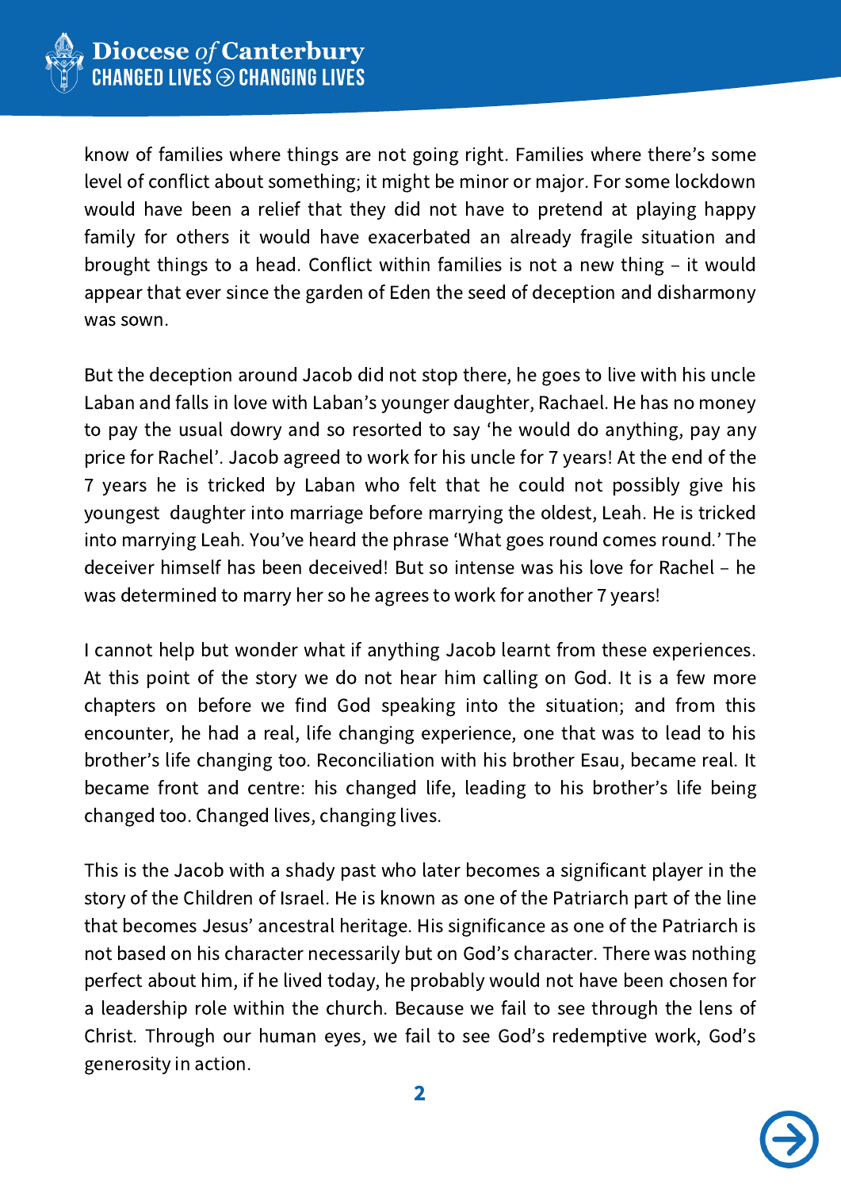know of families where things are not going right. Families where there's some level of conflict about something; it might be minor or major. For some lockdown would have been a relief that they did not have to pretend at playing happy family for others it would have exacerbated an already fragile situation and brought things to a head. Conflict within families is not a new thing – it would appear that ever since the garden of Eden the seed of deception and disharmony was sown.

But the deception around Jacob did not stop there, he goes to live with his uncle Laban and falls in love with Laban's younger daughter, Rachael. He has no money to pay the usual dowry and so resorted to say 'he would do anything, pay any price for Rachel'. Jacob agreed to work for his uncle for 7 years! At the end of the 7 years he is tricked by Laban who felt that he could not possibly give his youngest daughter into marriage before marrying the oldest, Leah. He is tricked into marrying Leah. You've heard the phrase 'What goes round comes round.' The deceiver himself has been deceived! But so intense was his love for Rachel – he was determined to marry her so he agrees to work for another 7 years!

I cannot help but wonder what if anything Jacob learnt from these experiences. At this point of the story we do not hear him calling on God. It is a few more chapters on before we find God speaking into the situation; and from this encounter, he had a real, life changing experience, one that was to lead to his brother's life changing too. Reconciliation with his brother Esau, became real. It became front and centre: his changed life, leading to his brother's life being changed too. Changed lives, changing lives.

This is the Jacob with a shady past who later becomes a significant player in the story of the Children of Israel. He is known as one of the Patriarch part of the line that becomes Jesus' ancestral heritage. His significance as one of the Patriarch is not based on his character necessarily but on God's character. There was nothing perfect about him, if he lived today, he probably would not have been chosen for a leadership role within the church. Because we fail to see through the lens of Christ. Through our human eyes, we fail to see God's redemptive work, God's generosity in action.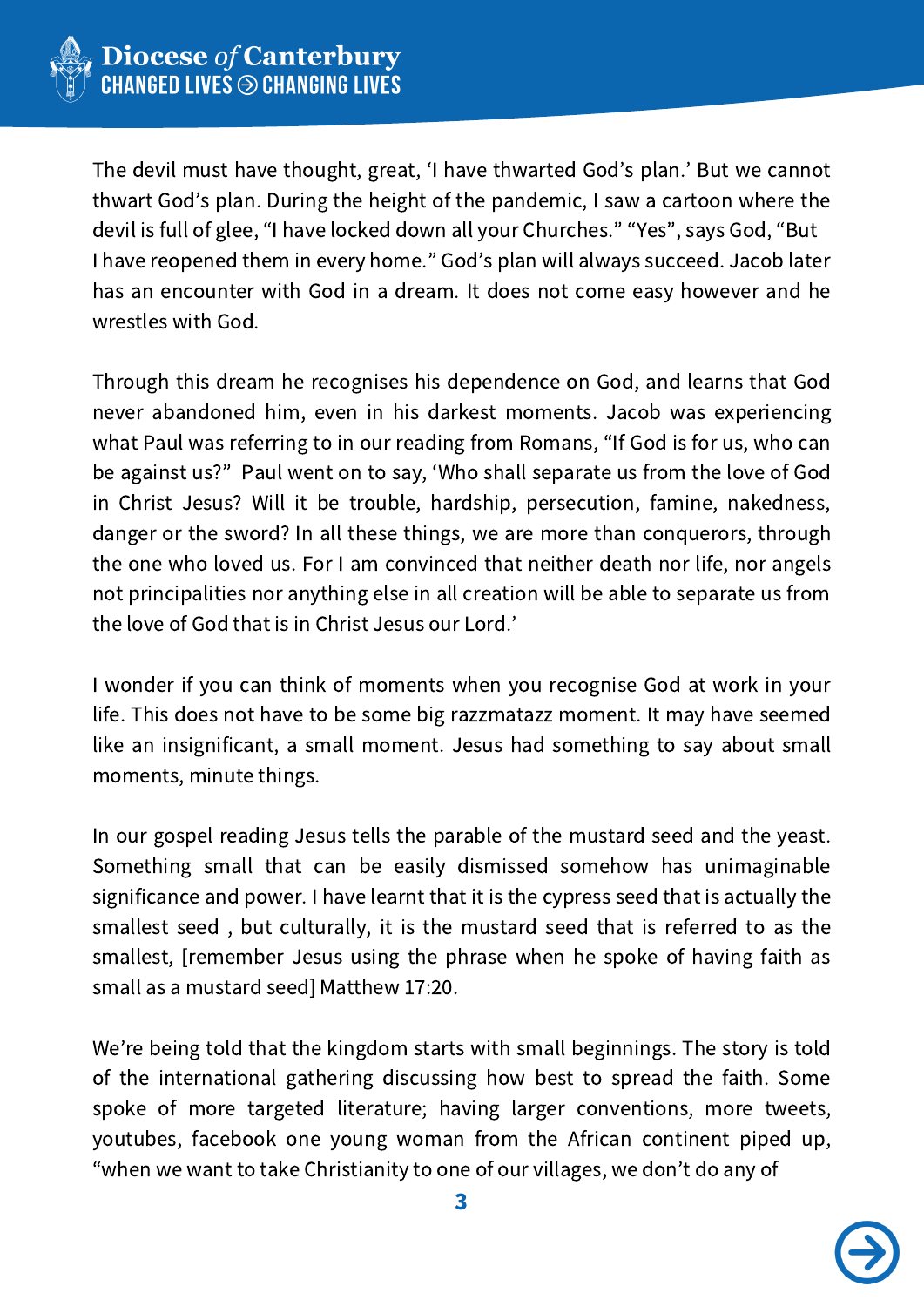The devil must have thought, great, 'I have thwarted God's plan.' But we cannot thwart God's plan. During the height of the pandemic, I saw a cartoon where the devil is full of glee, "I have locked down all your Churches." "Yes", says God, "But I have reopened them in every home." God's plan will always succeed. Jacob later has an encounter with God in a dream. It does not come easy however and he wrestles with God.

Through this dream he recognises his dependence on God, and learns that God never abandoned him, even in his darkest moments. Jacob was experiencing what Paul was referring to in our reading from Romans, "If God is for us, who can be against us?" Paul went on to say, 'Who shall separate us from the love of God in Christ Jesus? Will it be trouble, hardship, persecution, famine, nakedness, danger or the sword? In all these things, we are more than conquerors, through the one who loved us. For I am convinced that neither death nor life, nor angels not principalities nor anything else in all creation will be able to separate us from the love of God that is in Christ Jesus our Lord.'

I wonder if you can think of moments when you recognise God at work in your life. This does not have to be some big razzmatazz moment. It may have seemed like an insignificant, a small moment. Jesus had something to say about small moments, minute things.

In our gospel reading Jesus tells the parable of the mustard seed and the yeast. Something small that can be easily dismissed somehow has unimaginable significance and power. I have learnt that it is the cypress seed that is actually the smallest seed , but culturally, it is the mustard seed that is referred to as the smallest, [remember Jesus using the phrase when he spoke of having faith as small as a mustard seed] Matthew 17:20.

We're being told that the kingdom starts with small beginnings. The story is told of the international gathering discussing how best to spread the faith. Some spoke of more targeted literature; having larger conventions, more tweets, youtubes, facebook one young woman from the African continent piped up, "when we want to take Christianity to one of our villages, we don't do any of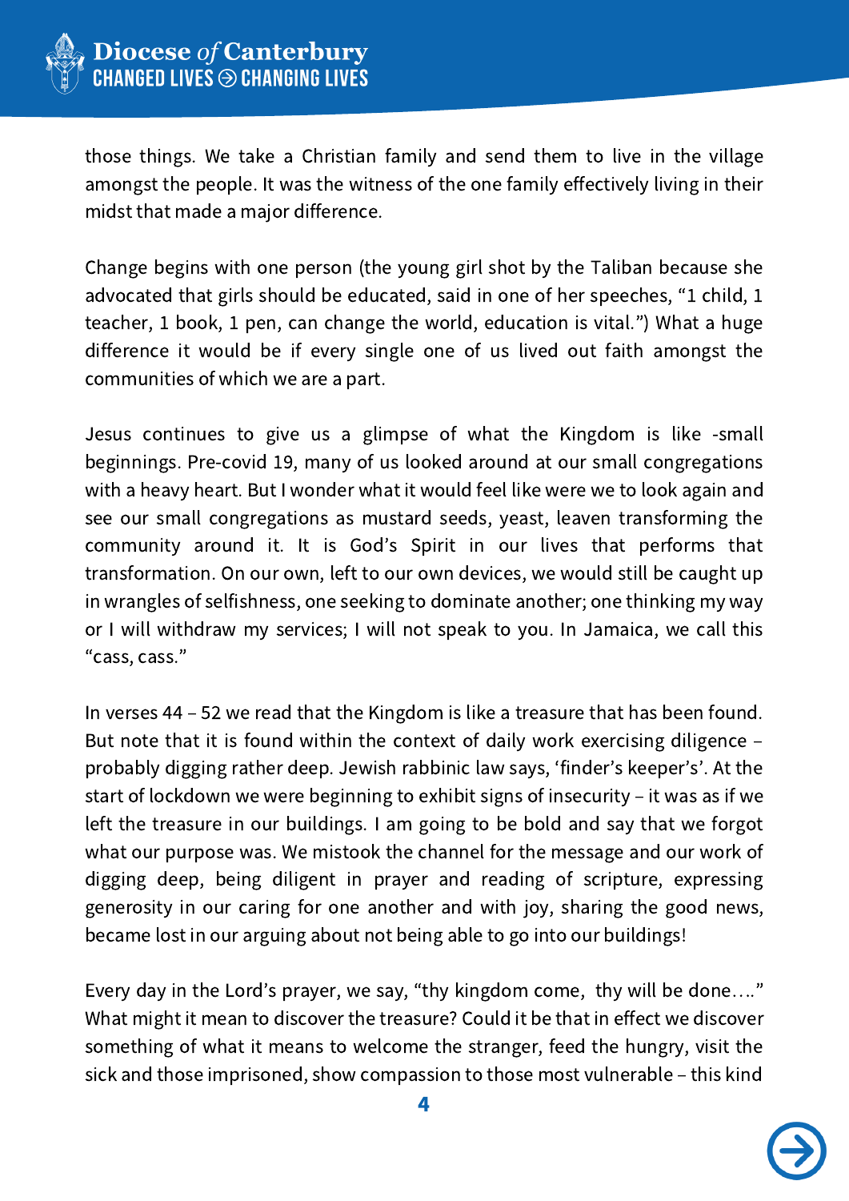those things. We take a Christian family and send them to live in the village amongst the people. It was the witness of the one family effectively living in their midst that made a major difference.

Change begins with one person (the young girl shot by the Taliban because she advocated that girls should be educated, said in one of her speeches, "1 child, 1 teacher, 1 book, 1 pen, can change the world, education is vital.") What a huge difference it would be if every single one of us lived out faith amongst the communities of which we are a part.

Jesus continues to give us a glimpse of what the Kingdom is like -small beginnings. Pre-covid 19, many of us looked around at our small congregations with a heavy heart. But I wonder what it would feel like were we to look again and see our small congregations as mustard seeds, yeast, leaven transforming the community around it. It is God's Spirit in our lives that performs that transformation. On our own, left to our own devices, we would still be caught up in wrangles of selfishness, one seeking to dominate another; one thinking my way or I will withdraw my services; I will not speak to you. In Jamaica, we call this "cass, cass."

In verses 44 – 52 we read that the Kingdom is like a treasure that has been found. But note that it is found within the context of daily work exercising diligence – probably digging rather deep. Jewish rabbinic law says, 'finder's keeper's'. At the start of lockdown we were beginning to exhibit signs of insecurity – it was as if we left the treasure in our buildings. I am going to be bold and say that we forgot what our purpose was. We mistook the channel for the message and our work of digging deep, being diligent in prayer and reading of scripture, expressing generosity in our caring for one another and with joy, sharing the good news, became lost in our arguing about not being able to go into our buildings!

Every day in the Lord's prayer, we say, "thy kingdom come, thy will be done…." What might it mean to discover the treasure? Could it be that in effect we discover something of what it means to welcome the stranger, feed the hungry, visit the sick and those imprisoned, show compassion to those most vulnerable – this kind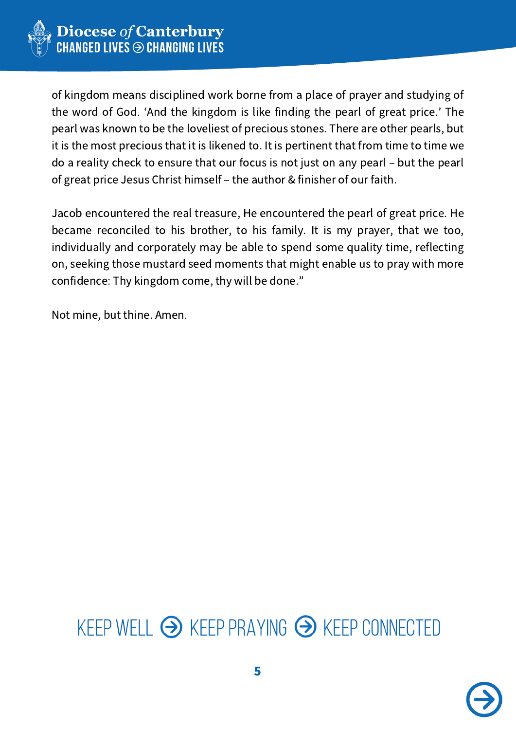of kingdom means disciplined work borne from a place of prayer and studying of the word of God. 'And the kingdom is like finding the pearl of great price.' The pearl was known to be the loveliest of precious stones. There are other pearls, but it is the most precious that it is likened to. It is pertinent that from time to time we do a reality check to ensure that our focus is not just on any pearl – but the pearl of great price Jesus Christ himself – the author & finisher of our faith.

Jacob encountered the real treasure, He encountered the pearl of great price. He became reconciled to his brother, to his family. It is my prayer, that we too, individually and corporately may be able to spend some quality time, reflecting on, seeking those mustard seed moments that might enable us to pray with more confidence: Thy kingdom come, thy will be done."

Not mine, but thine. Amen.